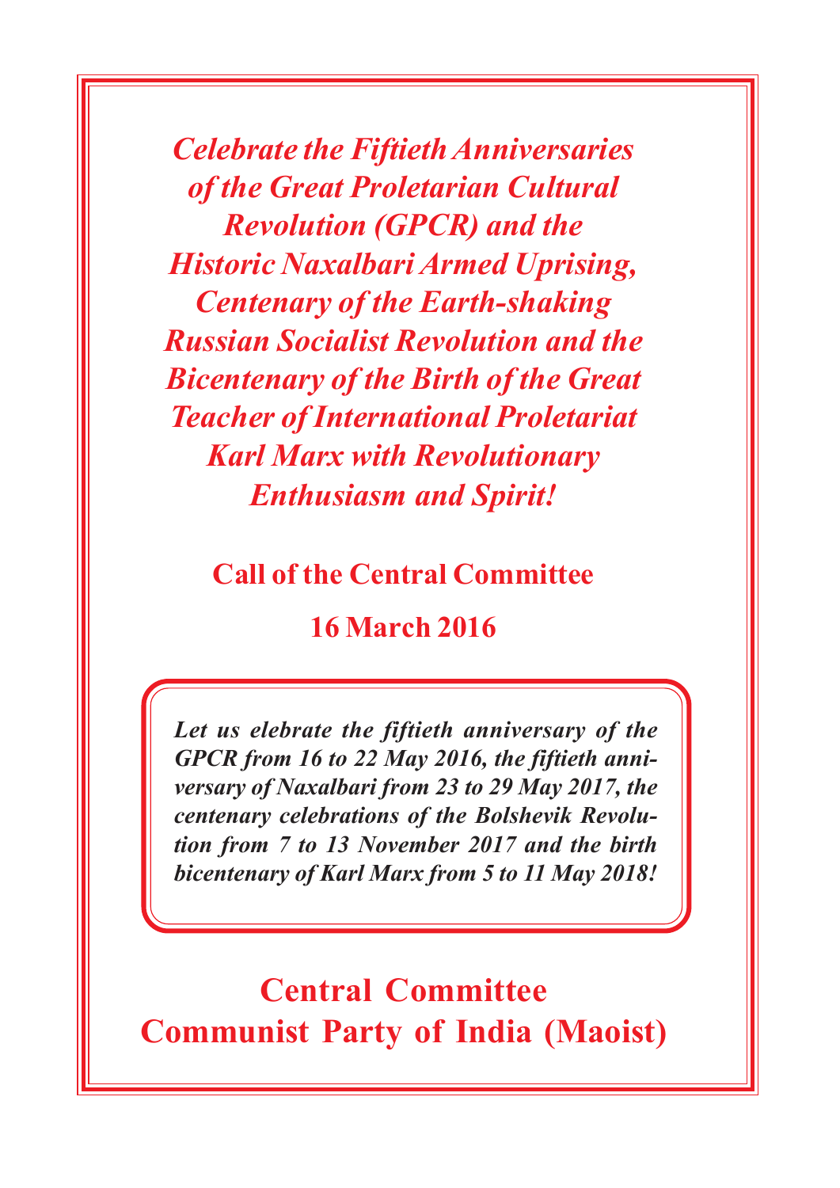# *Celebrate the Fiftieth Anniversaries of the Great Proletarian Cultural Revolution (GPCR) and the Historic Naxalbari Armed Uprising, Centenary of the Earth-shaking Russian Socialist Revolution and the Bicentenary of the Birth of the Great Teacher of International Proletariat Karl Marx with Revolutionary Enthusiasm and Spirit!*

## Call of the Central Committee

## 16 March 2016

***Let us elebrate the fiftieth anniversary of the GPCR from 16 to 22 May 2016, the fiftieth anniversary of Naxalbari from 23 to 29 May 2017, the centenary celebrations of the Bolshevik Revolution from 7 to 13 November 2017 and the birth bicentenary of Karl Marx from 5 to 11 May 2018!***

## Central Committee
## Communist Party of India (Maoist)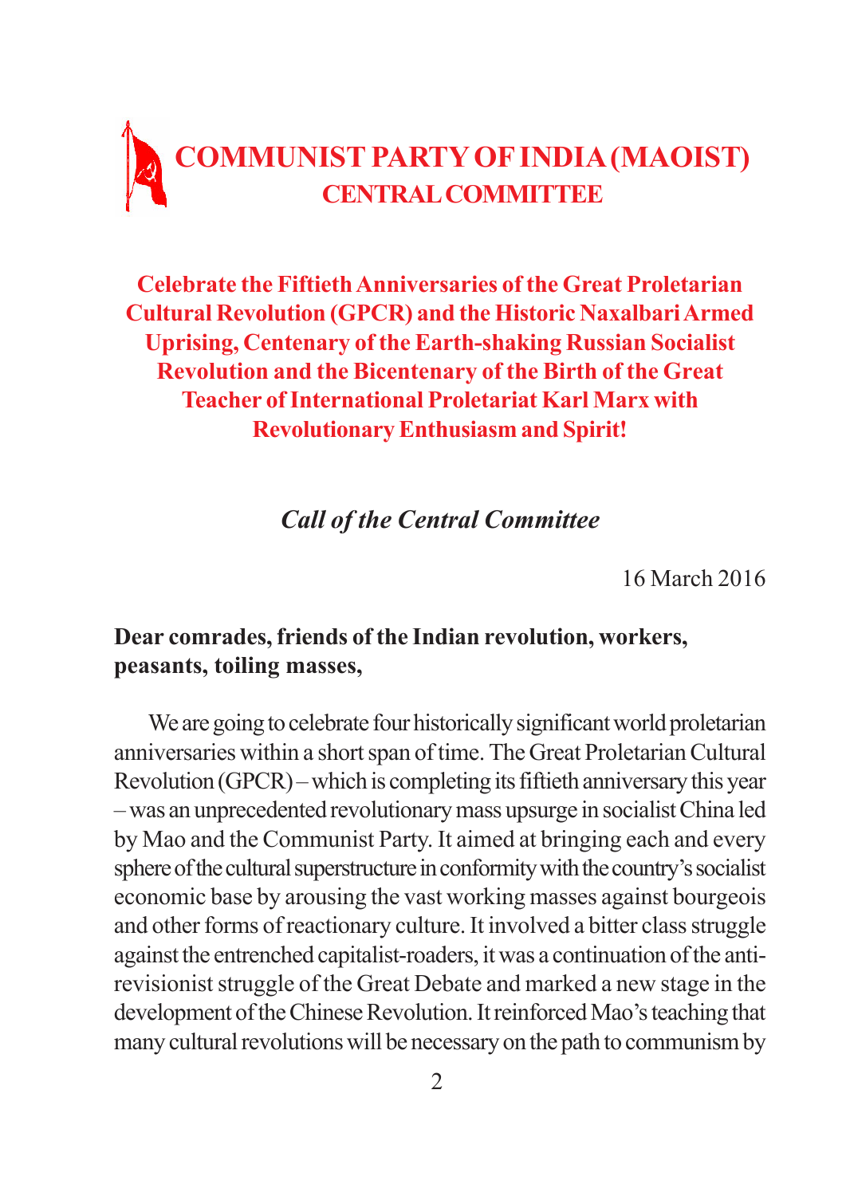# COMMUNIST PARTY OF INDIA (MAOIST)
## CENTRAL COMMITTEE

### Celebrate the Fiftieth Anniversaries of the Great Proletarian Cultural Revolution (GPCR) and the Historic Naxalbari Armed Uprising, Centenary of the Earth-shaking Russian Socialist Revolution and the Bicentenary of the Birth of the Great Teacher of International Proletariat Karl Marx with Revolutionary Enthusiasm and Spirit!

***Call of the Central Committee***

16 March 2016

**Dear comrades, friends of the Indian revolution, workers, peasants, toiling masses,**

We are going to celebrate four historically significant world proletarian anniversaries within a short span of time. The Great Proletarian Cultural Revolution (GPCR) – which is completing its fiftieth anniversary this year – was an unprecedented revolutionary mass upsurge in socialist China led by Mao and the Communist Party. It aimed at bringing each and every sphere of the cultural superstructure in conformity with the country's socialist economic base by arousing the vast working masses against bourgeois and other forms of reactionary culture. It involved a bitter class struggle against the entrenched capitalist-roaders, it was a continuation of the anti-revisionist struggle of the Great Debate and marked a new stage in the development of the Chinese Revolution. It reinforced Mao's teaching that many cultural revolutions will be necessary on the path to communism by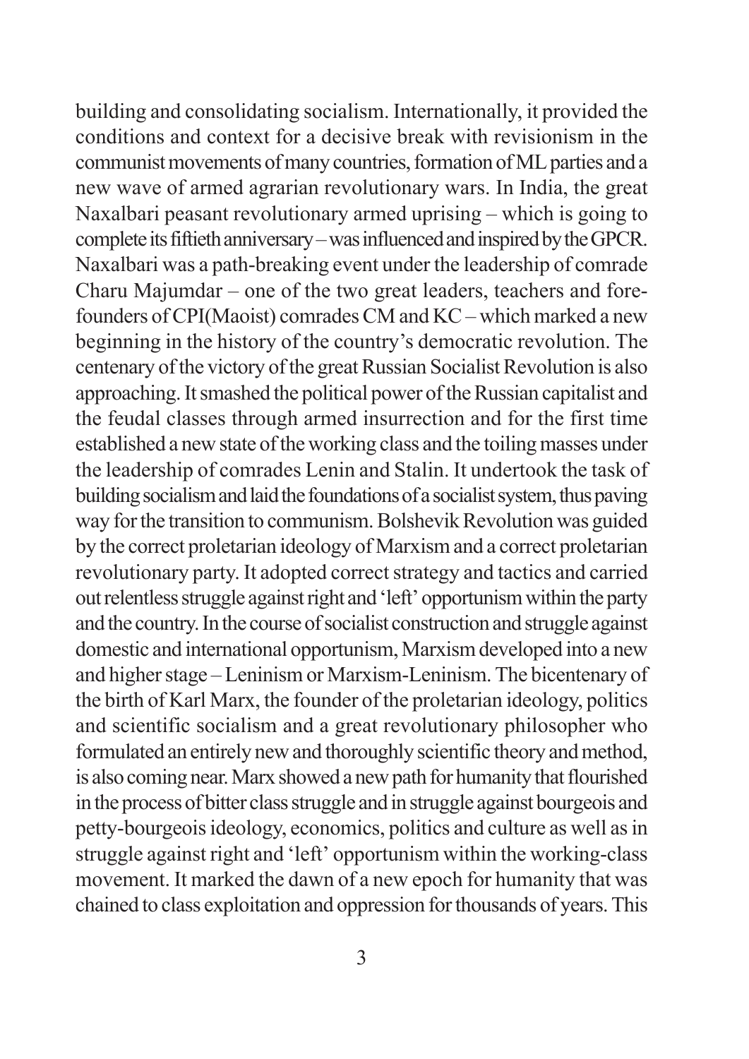building and consolidating socialism. Internationally, it provided the conditions and context for a decisive break with revisionism in the communist movements of many countries, formation of ML parties and a new wave of armed agrarian revolutionary wars. In India, the great Naxalbari peasant revolutionary armed uprising – which is going to complete its fiftieth anniversary – was influenced and inspired by the GPCR. Naxalbari was a path-breaking event under the leadership of comrade Charu Majumdar – one of the two great leaders, teachers and fore-founders of CPI(Maoist) comrades CM and KC – which marked a new beginning in the history of the country's democratic revolution. The centenary of the victory of the great Russian Socialist Revolution is also approaching. It smashed the political power of the Russian capitalist and the feudal classes through armed insurrection and for the first time established a new state of the working class and the toiling masses under the leadership of comrades Lenin and Stalin. It undertook the task of building socialism and laid the foundations of a socialist system, thus paving way for the transition to communism. Bolshevik Revolution was guided by the correct proletarian ideology of Marxism and a correct proletarian revolutionary party. It adopted correct strategy and tactics and carried out relentless struggle against right and 'left' opportunism within the party and the country. In the course of socialist construction and struggle against domestic and international opportunism, Marxism developed into a new and higher stage – Leninism or Marxism-Leninism. The bicentenary of the birth of Karl Marx, the founder of the proletarian ideology, politics and scientific socialism and a great revolutionary philosopher who formulated an entirely new and thoroughly scientific theory and method, is also coming near. Marx showed a new path for humanity that flourished in the process of bitter class struggle and in struggle against bourgeois and petty-bourgeois ideology, economics, politics and culture as well as in struggle against right and 'left' opportunism within the working-class movement. It marked the dawn of a new epoch for humanity that was chained to class exploitation and oppression for thousands of years. This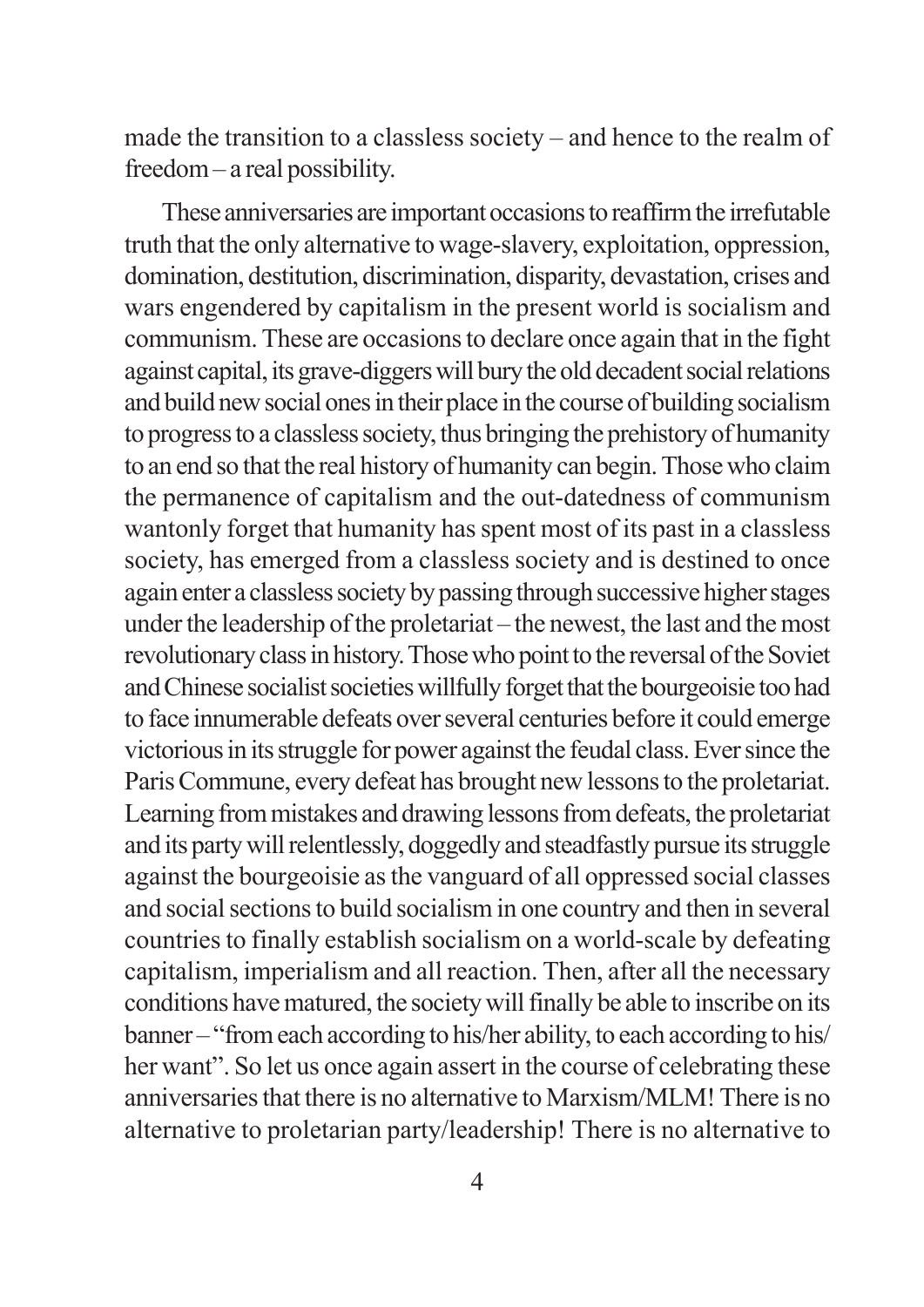made the transition to a classless society – and hence to the realm of freedom – a real possibility.

These anniversaries are important occasions to reaffirm the irrefutable truth that the only alternative to wage-slavery, exploitation, oppression, domination, destitution, discrimination, disparity, devastation, crises and wars engendered by capitalism in the present world is socialism and communism. These are occasions to declare once again that in the fight against capital, its grave-diggers will bury the old decadent social relations and build new social ones in their place in the course of building socialism to progress to a classless society, thus bringing the prehistory of humanity to an end so that the real history of humanity can begin. Those who claim the permanence of capitalism and the out-datedness of communism wantonly forget that humanity has spent most of its past in a classless society, has emerged from a classless society and is destined to once again enter a classless society by passing through successive higher stages under the leadership of the proletariat – the newest, the last and the most revolutionary class in history. Those who point to the reversal of the Soviet and Chinese socialist societies willfully forget that the bourgeoisie too had to face innumerable defeats over several centuries before it could emerge victorious in its struggle for power against the feudal class. Ever since the Paris Commune, every defeat has brought new lessons to the proletariat. Learning from mistakes and drawing lessons from defeats, the proletariat and its party will relentlessly, doggedly and steadfastly pursue its struggle against the bourgeoisie as the vanguard of all oppressed social classes and social sections to build socialism in one country and then in several countries to finally establish socialism on a world-scale by defeating capitalism, imperialism and all reaction. Then, after all the necessary conditions have matured, the society will finally be able to inscribe on its banner – "from each according to his/her ability, to each according to his/her want". So let us once again assert in the course of celebrating these anniversaries that there is no alternative to Marxism/MLM! There is no alternative to proletarian party/leadership! There is no alternative to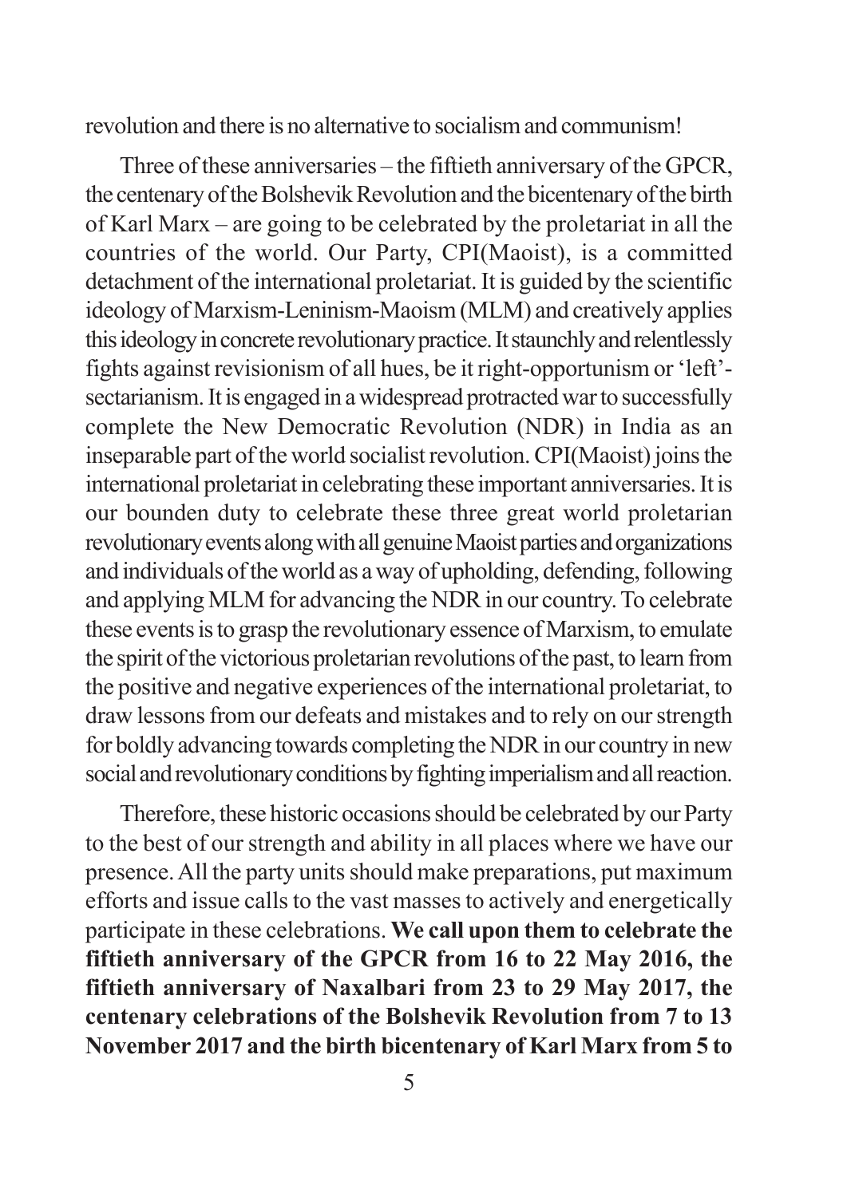revolution and there is no alternative to socialism and communism!

Three of these anniversaries – the fiftieth anniversary of the GPCR, the centenary of the Bolshevik Revolution and the bicentenary of the birth of Karl Marx – are going to be celebrated by the proletariat in all the countries of the world. Our Party, CPI(Maoist), is a committed detachment of the international proletariat. It is guided by the scientific ideology of Marxism-Leninism-Maoism (MLM) and creatively applies this ideology in concrete revolutionary practice. It staunchly and relentlessly fights against revisionism of all hues, be it right-opportunism or 'left'-sectarianism. It is engaged in a widespread protracted war to successfully complete the New Democratic Revolution (NDR) in India as an inseparable part of the world socialist revolution. CPI(Maoist) joins the international proletariat in celebrating these important anniversaries. It is our bounden duty to celebrate these three great world proletarian revolutionary events along with all genuine Maoist parties and organizations and individuals of the world as a way of upholding, defending, following and applying MLM for advancing the NDR in our country. To celebrate these events is to grasp the revolutionary essence of Marxism, to emulate the spirit of the victorious proletarian revolutions of the past, to learn from the positive and negative experiences of the international proletariat, to draw lessons from our defeats and mistakes and to rely on our strength for boldly advancing towards completing the NDR in our country in new social and revolutionary conditions by fighting imperialism and all reaction.

Therefore, these historic occasions should be celebrated by our Party to the best of our strength and ability in all places where we have our presence. All the party units should make preparations, put maximum efforts and issue calls to the vast masses to actively and energetically participate in these celebrations. **We call upon them to celebrate the fiftieth anniversary of the GPCR from 16 to 22 May 2016, the fiftieth anniversary of Naxalbari from 23 to 29 May 2017, the centenary celebrations of the Bolshevik Revolution from 7 to 13 November 2017 and the birth bicentenary of Karl Marx from 5 to**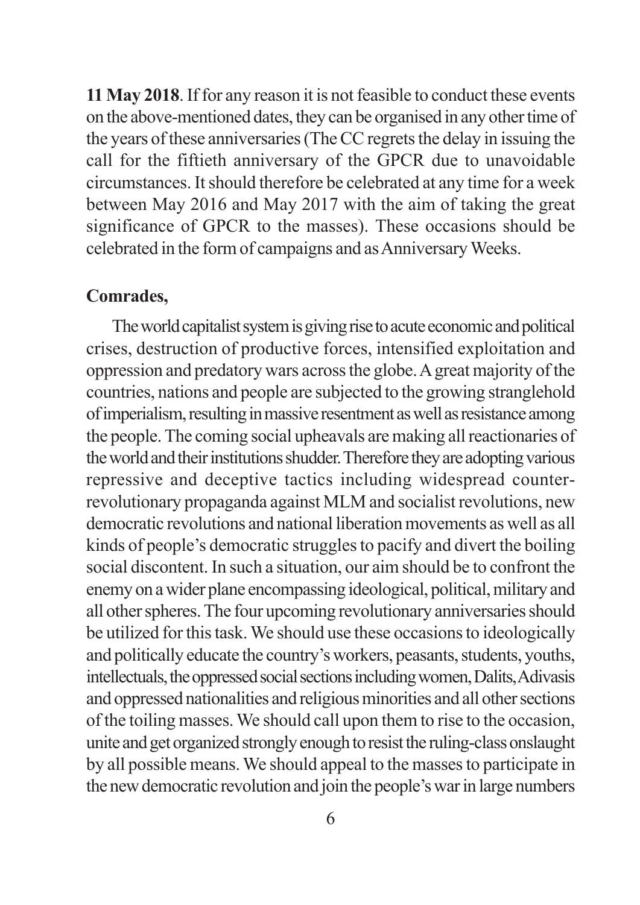**11 May 2018**. If for any reason it is not feasible to conduct these events on the above-mentioned dates, they can be organised in any other time of the years of these anniversaries (The CC regrets the delay in issuing the call for the fiftieth anniversary of the GPCR due to unavoidable circumstances. It should therefore be celebrated at any time for a week between May 2016 and May 2017 with the aim of taking the great significance of GPCR to the masses). These occasions should be celebrated in the form of campaigns and as Anniversary Weeks.

**Comrades,**

The world capitalist system is giving rise to acute economic and political crises, destruction of productive forces, intensified exploitation and oppression and predatory wars across the globe. A great majority of the countries, nations and people are subjected to the growing stranglehold of imperialism, resulting in massive resentment as well as resistance among the people. The coming social upheavals are making all reactionaries of the world and their institutions shudder. Therefore they are adopting various repressive and deceptive tactics including widespread counter-revolutionary propaganda against MLM and socialist revolutions, new democratic revolutions and national liberation movements as well as all kinds of people's democratic struggles to pacify and divert the boiling social discontent. In such a situation, our aim should be to confront the enemy on a wider plane encompassing ideological, political, military and all other spheres. The four upcoming revolutionary anniversaries should be utilized for this task. We should use these occasions to ideologically and politically educate the country's workers, peasants, students, youths, intellectuals, the oppressed social sections including women, Dalits, Adivasis and oppressed nationalities and religious minorities and all other sections of the toiling masses. We should call upon them to rise to the occasion, unite and get organized strongly enough to resist the ruling-class onslaught by all possible means. We should appeal to the masses to participate in the new democratic revolution and join the people's war in large numbers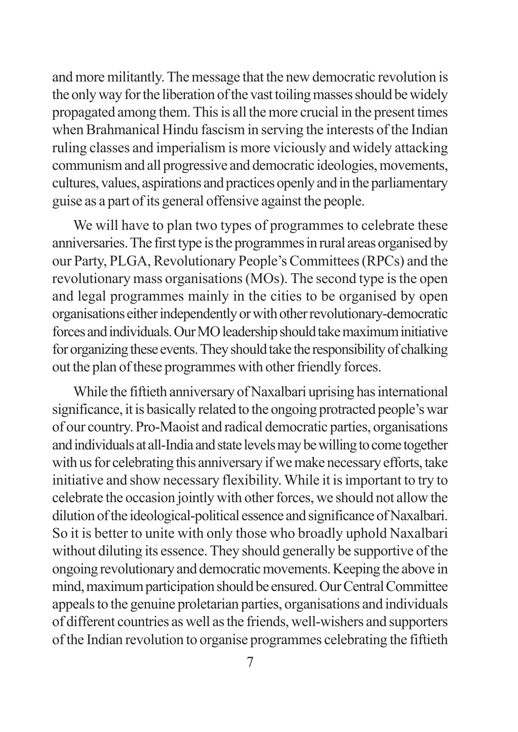and more militantly. The message that the new democratic revolution is the only way for the liberation of the vast toiling masses should be widely propagated among them. This is all the more crucial in the present times when Brahmanical Hindu fascism in serving the interests of the Indian ruling classes and imperialism is more viciously and widely attacking communism and all progressive and democratic ideologies, movements, cultures, values, aspirations and practices openly and in the parliamentary guise as a part of its general offensive against the people.

We will have to plan two types of programmes to celebrate these anniversaries. The first type is the programmes in rural areas organised by our Party, PLGA, Revolutionary People's Committees (RPCs) and the revolutionary mass organisations (MOs). The second type is the open and legal programmes mainly in the cities to be organised by open organisations either independently or with other revolutionary-democratic forces and individuals. Our MO leadership should take maximum initiative for organizing these events. They should take the responsibility of chalking out the plan of these programmes with other friendly forces.

While the fiftieth anniversary of Naxalbari uprising has international significance, it is basically related to the ongoing protracted people's war of our country. Pro-Maoist and radical democratic parties, organisations and individuals at all-India and state levels may be willing to come together with us for celebrating this anniversary if we make necessary efforts, take initiative and show necessary flexibility. While it is important to try to celebrate the occasion jointly with other forces, we should not allow the dilution of the ideological-political essence and significance of Naxalbari. So it is better to unite with only those who broadly uphold Naxalbari without diluting its essence. They should generally be supportive of the ongoing revolutionary and democratic movements. Keeping the above in mind, maximum participation should be ensured. Our Central Committee appeals to the genuine proletarian parties, organisations and individuals of different countries as well as the friends, well-wishers and supporters of the Indian revolution to organise programmes celebrating the fiftieth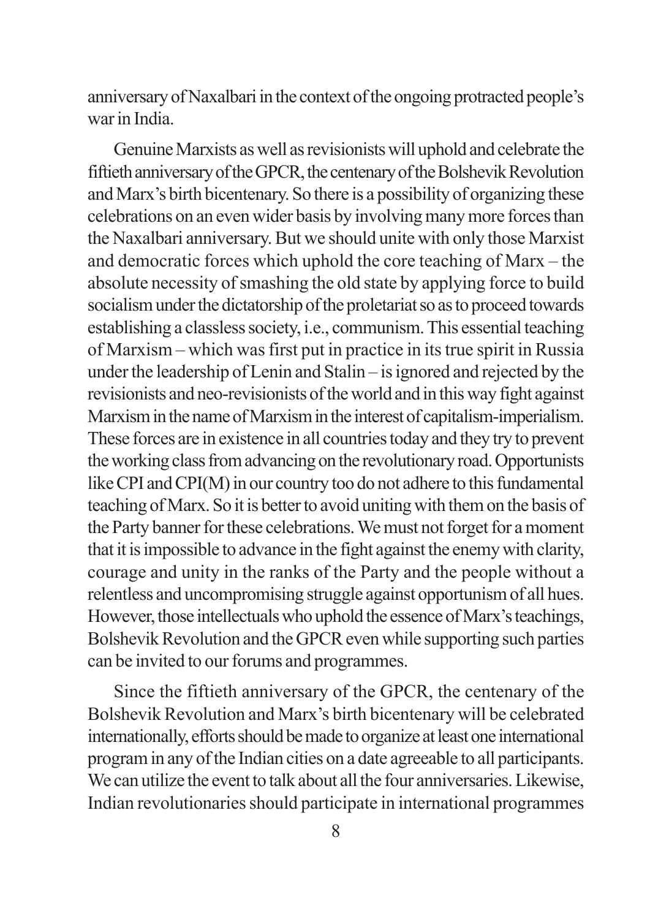anniversary of Naxalbari in the context of the ongoing protracted people's war in India.

Genuine Marxists as well as revisionists will uphold and celebrate the fiftieth anniversary of the GPCR, the centenary of the Bolshevik Revolution and Marx's birth bicentenary. So there is a possibility of organizing these celebrations on an even wider basis by involving many more forces than the Naxalbari anniversary. But we should unite with only those Marxist and democratic forces which uphold the core teaching of Marx – the absolute necessity of smashing the old state by applying force to build socialism under the dictatorship of the proletariat so as to proceed towards establishing a classless society, i.e., communism. This essential teaching of Marxism – which was first put in practice in its true spirit in Russia under the leadership of Lenin and Stalin – is ignored and rejected by the revisionists and neo-revisionists of the world and in this way fight against Marxism in the name of Marxism in the interest of capitalism-imperialism. These forces are in existence in all countries today and they try to prevent the working class from advancing on the revolutionary road. Opportunists like CPI and CPI(M) in our country too do not adhere to this fundamental teaching of Marx. So it is better to avoid uniting with them on the basis of the Party banner for these celebrations. We must not forget for a moment that it is impossible to advance in the fight against the enemy with clarity, courage and unity in the ranks of the Party and the people without a relentless and uncompromising struggle against opportunism of all hues. However, those intellectuals who uphold the essence of Marx's teachings, Bolshevik Revolution and the GPCR even while supporting such parties can be invited to our forums and programmes.

Since the fiftieth anniversary of the GPCR, the centenary of the Bolshevik Revolution and Marx's birth bicentenary will be celebrated internationally, efforts should be made to organize at least one international program in any of the Indian cities on a date agreeable to all participants. We can utilize the event to talk about all the four anniversaries. Likewise, Indian revolutionaries should participate in international programmes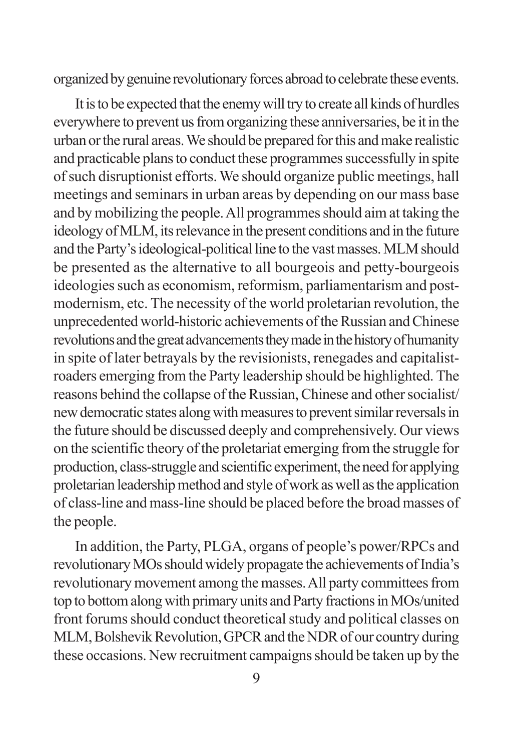organized by genuine revolutionary forces abroad to celebrate these events.

It is to be expected that the enemy will try to create all kinds of hurdles everywhere to prevent us from organizing these anniversaries, be it in the urban or the rural areas. We should be prepared for this and make realistic and practicable plans to conduct these programmes successfully in spite of such disruptionist efforts. We should organize public meetings, hall meetings and seminars in urban areas by depending on our mass base and by mobilizing the people. All programmes should aim at taking the ideology of MLM, its relevance in the present conditions and in the future and the Party's ideological-political line to the vast masses. MLM should be presented as the alternative to all bourgeois and petty-bourgeois ideologies such as economism, reformism, parliamentarism and post-modernism, etc. The necessity of the world proletarian revolution, the unprecedented world-historic achievements of the Russian and Chinese revolutions and the great advancements they made in the history of humanity in spite of later betrayals by the revisionists, renegades and capitalist-roaders emerging from the Party leadership should be highlighted. The reasons behind the collapse of the Russian, Chinese and other socialist/new democratic states along with measures to prevent similar reversals in the future should be discussed deeply and comprehensively. Our views on the scientific theory of the proletariat emerging from the struggle for production, class-struggle and scientific experiment, the need for applying proletarian leadership method and style of work as well as the application of class-line and mass-line should be placed before the broad masses of the people.

In addition, the Party, PLGA, organs of people's power/RPCs and revolutionary MOs should widely propagate the achievements of India's revolutionary movement among the masses. All party committees from top to bottom along with primary units and Party fractions in MOs/united front forums should conduct theoretical study and political classes on MLM, Bolshevik Revolution, GPCR and the NDR of our country during these occasions. New recruitment campaigns should be taken up by the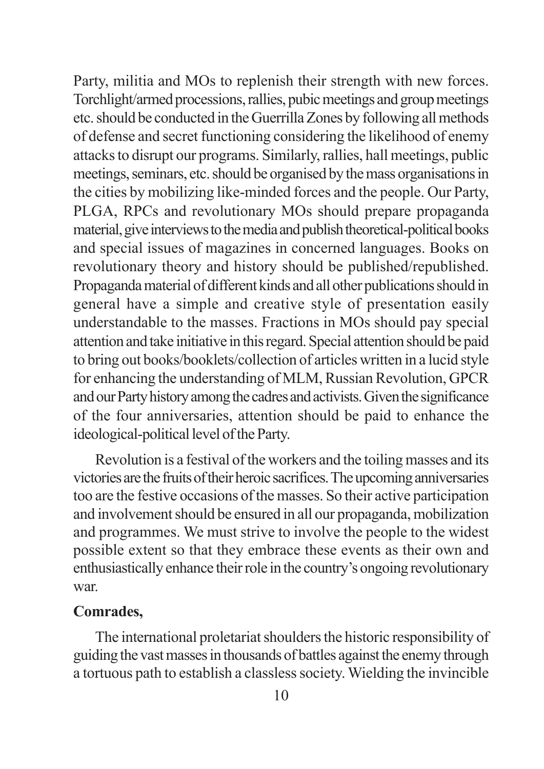Party, militia and MOs to replenish their strength with new forces. Torchlight/armed processions, rallies, pubic meetings and group meetings etc. should be conducted in the Guerrilla Zones by following all methods of defense and secret functioning considering the likelihood of enemy attacks to disrupt our programs. Similarly, rallies, hall meetings, public meetings, seminars, etc. should be organised by the mass organisations in the cities by mobilizing like-minded forces and the people. Our Party, PLGA, RPCs and revolutionary MOs should prepare propaganda material, give interviews to the media and publish theoretical-political books and special issues of magazines in concerned languages. Books on revolutionary theory and history should be published/republished. Propaganda material of different kinds and all other publications should in general have a simple and creative style of presentation easily understandable to the masses. Fractions in MOs should pay special attention and take initiative in this regard. Special attention should be paid to bring out books/booklets/collection of articles written in a lucid style for enhancing the understanding of MLM, Russian Revolution, GPCR and our Party history among the cadres and activists. Given the significance of the four anniversaries, attention should be paid to enhance the ideological-political level of the Party.

Revolution is a festival of the workers and the toiling masses and its victories are the fruits of their heroic sacrifices. The upcoming anniversaries too are the festive occasions of the masses. So their active participation and involvement should be ensured in all our propaganda, mobilization and programmes. We must strive to involve the people to the widest possible extent so that they embrace these events as their own and enthusiastically enhance their role in the country's ongoing revolutionary war.

**Comrades,**

The international proletariat shoulders the historic responsibility of guiding the vast masses in thousands of battles against the enemy through a tortuous path to establish a classless society. Wielding the invincible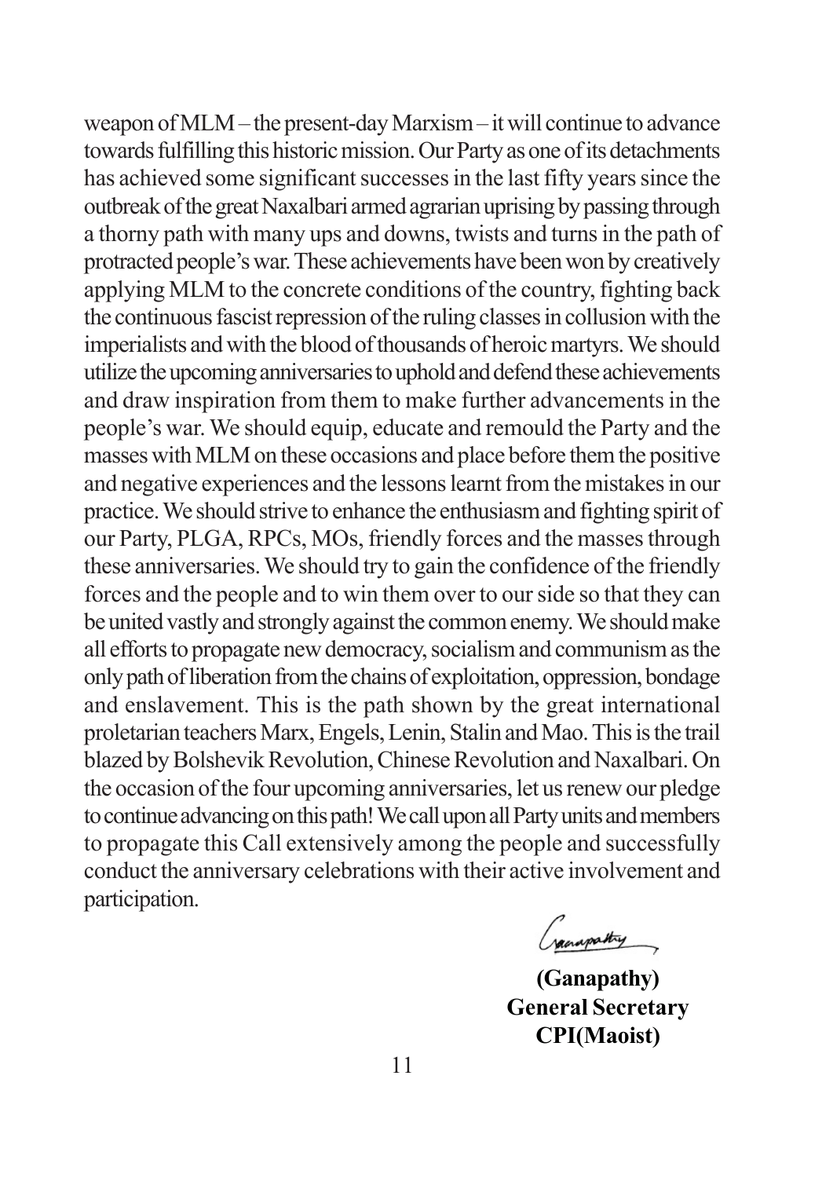weapon of MLM – the present-day Marxism – it will continue to advance towards fulfilling this historic mission. Our Party as one of its detachments has achieved some significant successes in the last fifty years since the outbreak of the great Naxalbari armed agrarian uprising by passing through a thorny path with many ups and downs, twists and turns in the path of protracted people's war. These achievements have been won by creatively applying MLM to the concrete conditions of the country, fighting back the continuous fascist repression of the ruling classes in collusion with the imperialists and with the blood of thousands of heroic martyrs. We should utilize the upcoming anniversaries to uphold and defend these achievements and draw inspiration from them to make further advancements in the people's war. We should equip, educate and remould the Party and the masses with MLM on these occasions and place before them the positive and negative experiences and the lessons learnt from the mistakes in our practice. We should strive to enhance the enthusiasm and fighting spirit of our Party, PLGA, RPCs, MOs, friendly forces and the masses through these anniversaries. We should try to gain the confidence of the friendly forces and the people and to win them over to our side so that they can be united vastly and strongly against the common enemy. We should make all efforts to propagate new democracy, socialism and communism as the only path of liberation from the chains of exploitation, oppression, bondage and enslavement. This is the path shown by the great international proletarian teachers Marx, Engels, Lenin, Stalin and Mao. This is the trail blazed by Bolshevik Revolution, Chinese Revolution and Naxalbari. On the occasion of the four upcoming anniversaries, let us renew our pledge to continue advancing on this path! We call upon all Party units and members to propagate this Call extensively among the people and successfully conduct the anniversary celebrations with their active involvement and participation.

Ganapathy

**(Ganapathy)**
**General Secretary**
**CPI(Maoist)**